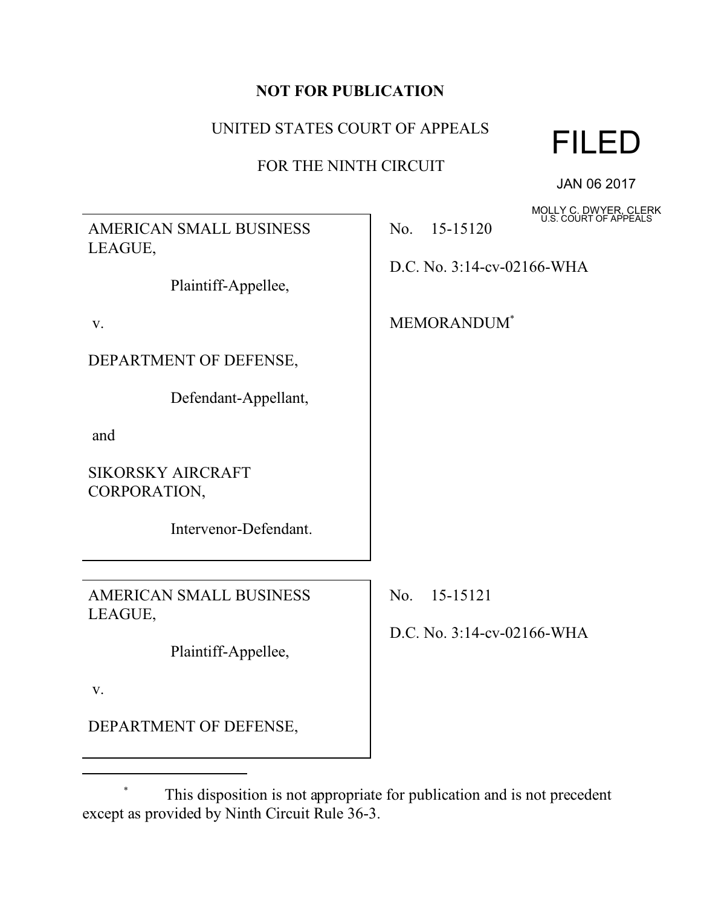**NOT FOR PUBLICATION**

UNITED STATES COURT OF APPEALS

FOR THE NINTH CIRCUIT

FILED

JAN 06 2017

MOLLY C. DWYER, CLERK
U.S. COURT OF APPEALS

AMERICAN SMALL BUSINESS LEAGUE,

Plaintiff-Appellee,

v.

DEPARTMENT OF DEFENSE,

Defendant-Appellant,

and

SIKORSKY AIRCRAFT CORPORATION,

Intervenor-Defendant.

No. 15-15120

D.C. No. 3:14-cv-02166-WHA

MEMORANDUM*

AMERICAN SMALL BUSINESS LEAGUE,

Plaintiff-Appellee,

v.

DEPARTMENT OF DEFENSE,

No. 15-15121

D.C. No. 3:14-cv-02166-WHA

* This disposition is not appropriate for publication and is not precedent except as provided by Ninth Circuit Rule 36-3.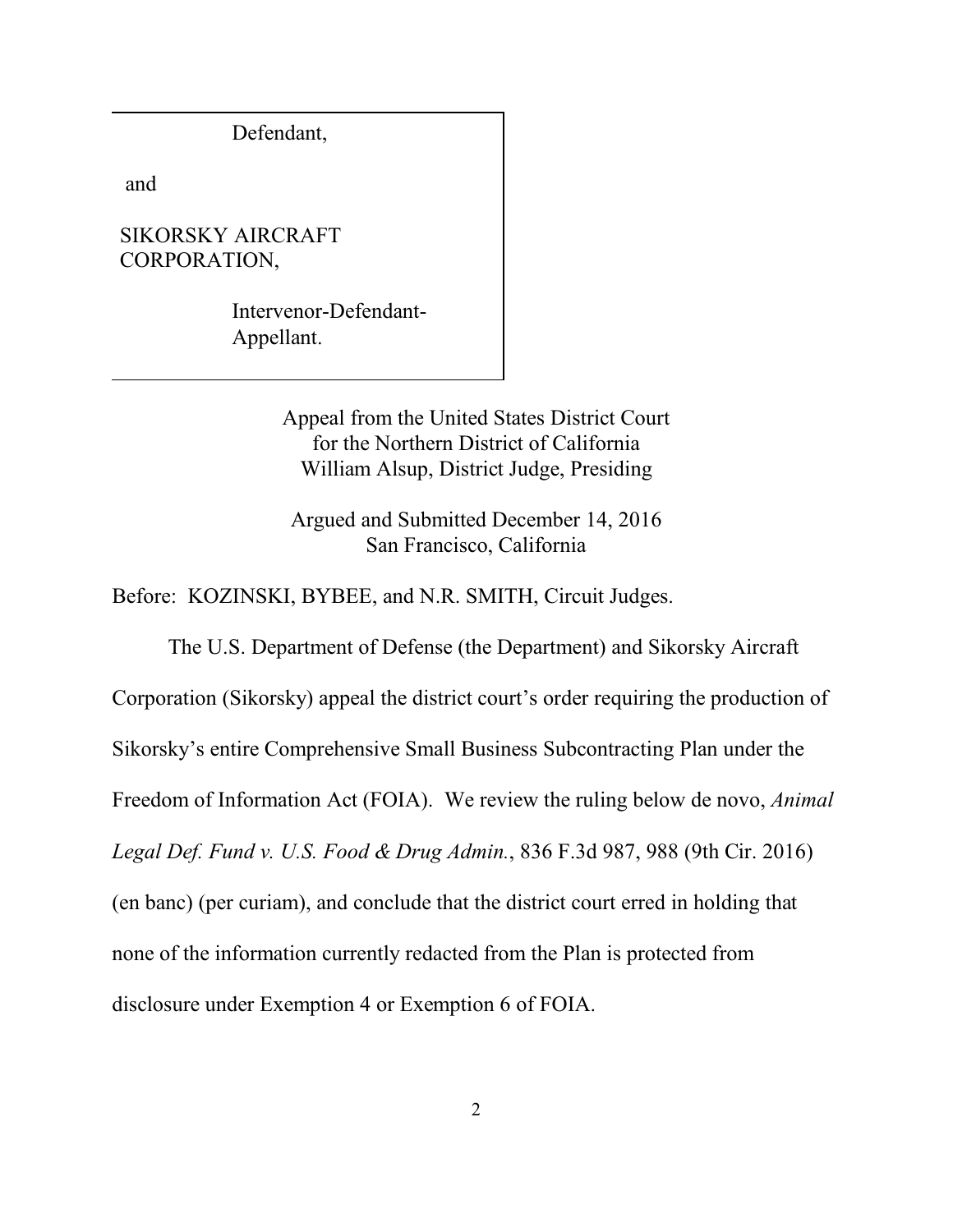Defendant,

and

SIKORSKY AIRCRAFT CORPORATION,

Intervenor-Defendant-Appellant.

Appeal from the United States District Court
for the Northern District of California
William Alsup, District Judge, Presiding

Argued and Submitted December 14, 2016
San Francisco, California

Before: KOZINSKI, BYBEE, and N.R. SMITH, Circuit Judges.

The U.S. Department of Defense (the Department) and Sikorsky Aircraft Corporation (Sikorsky) appeal the district court's order requiring the production of Sikorsky's entire Comprehensive Small Business Subcontracting Plan under the Freedom of Information Act (FOIA). We review the ruling below de novo, *Animal Legal Def. Fund v. U.S. Food & Drug Admin.*, 836 F.3d 987, 988 (9th Cir. 2016) (en banc) (per curiam), and conclude that the district court erred in holding that none of the information currently redacted from the Plan is protected from disclosure under Exemption 4 or Exemption 6 of FOIA.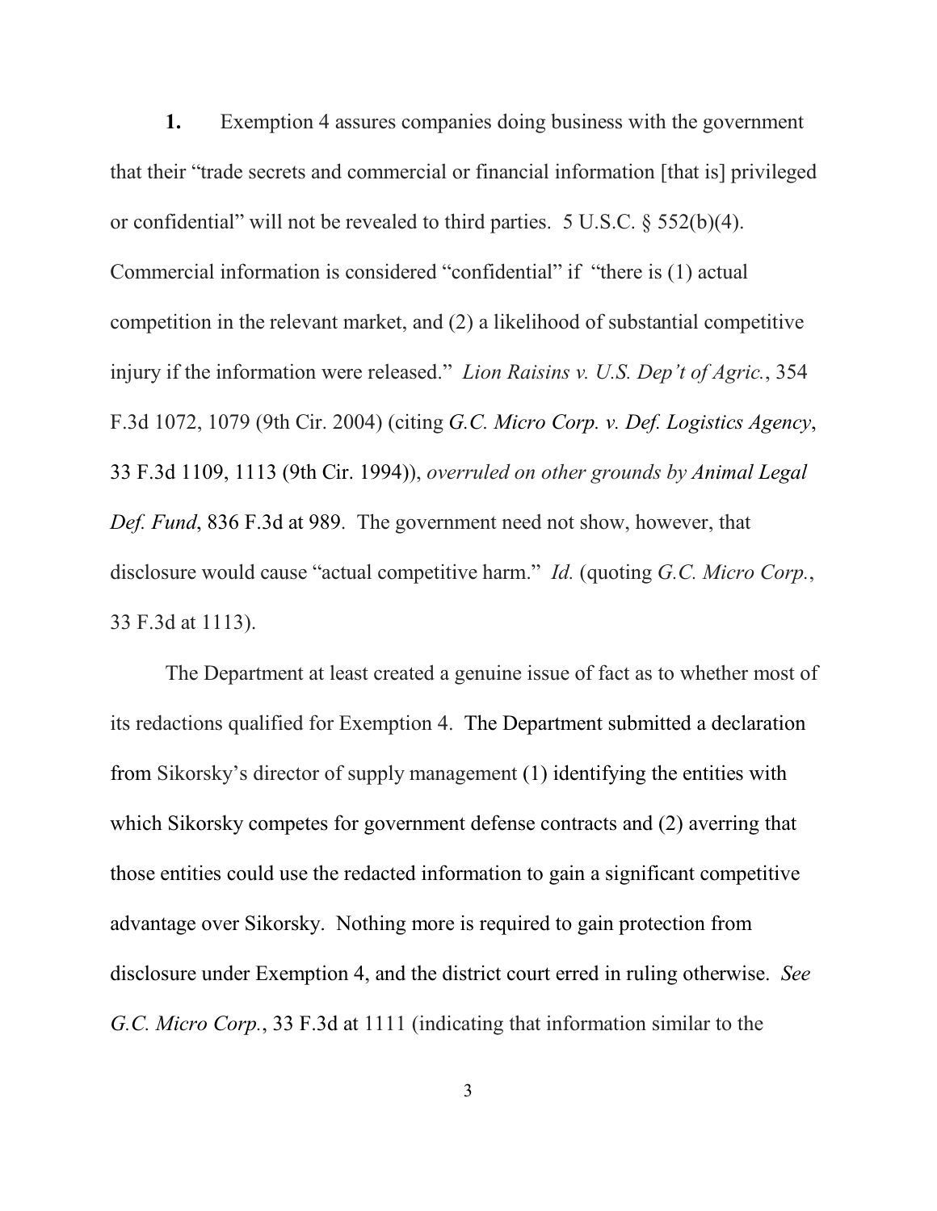**1.** Exemption 4 assures companies doing business with the government that their "trade secrets and commercial or financial information [that is] privileged or confidential" will not be revealed to third parties. 5 U.S.C. § 552(b)(4). Commercial information is considered "confidential" if "there is (1) actual competition in the relevant market, and (2) a likelihood of substantial competitive injury if the information were released." *Lion Raisins v. U.S. Dep't of Agric.*, 354 F.3d 1072, 1079 (9th Cir. 2004) (citing *G.C. Micro Corp. v. Def. Logistics Agency*, 33 F.3d 1109, 1113 (9th Cir. 1994)), *overruled on other grounds by Animal Legal Def. Fund*, 836 F.3d at 989. The government need not show, however, that disclosure would cause "actual competitive harm." *Id.* (quoting *G.C. Micro Corp.*, 33 F.3d at 1113).

The Department at least created a genuine issue of fact as to whether most of its redactions qualified for Exemption 4. The Department submitted a declaration from Sikorsky's director of supply management (1) identifying the entities with which Sikorsky competes for government defense contracts and (2) averring that those entities could use the redacted information to gain a significant competitive advantage over Sikorsky. Nothing more is required to gain protection from disclosure under Exemption 4, and the district court erred in ruling otherwise. *See G.C. Micro Corp.*, 33 F.3d at 1111 (indicating that information similar to the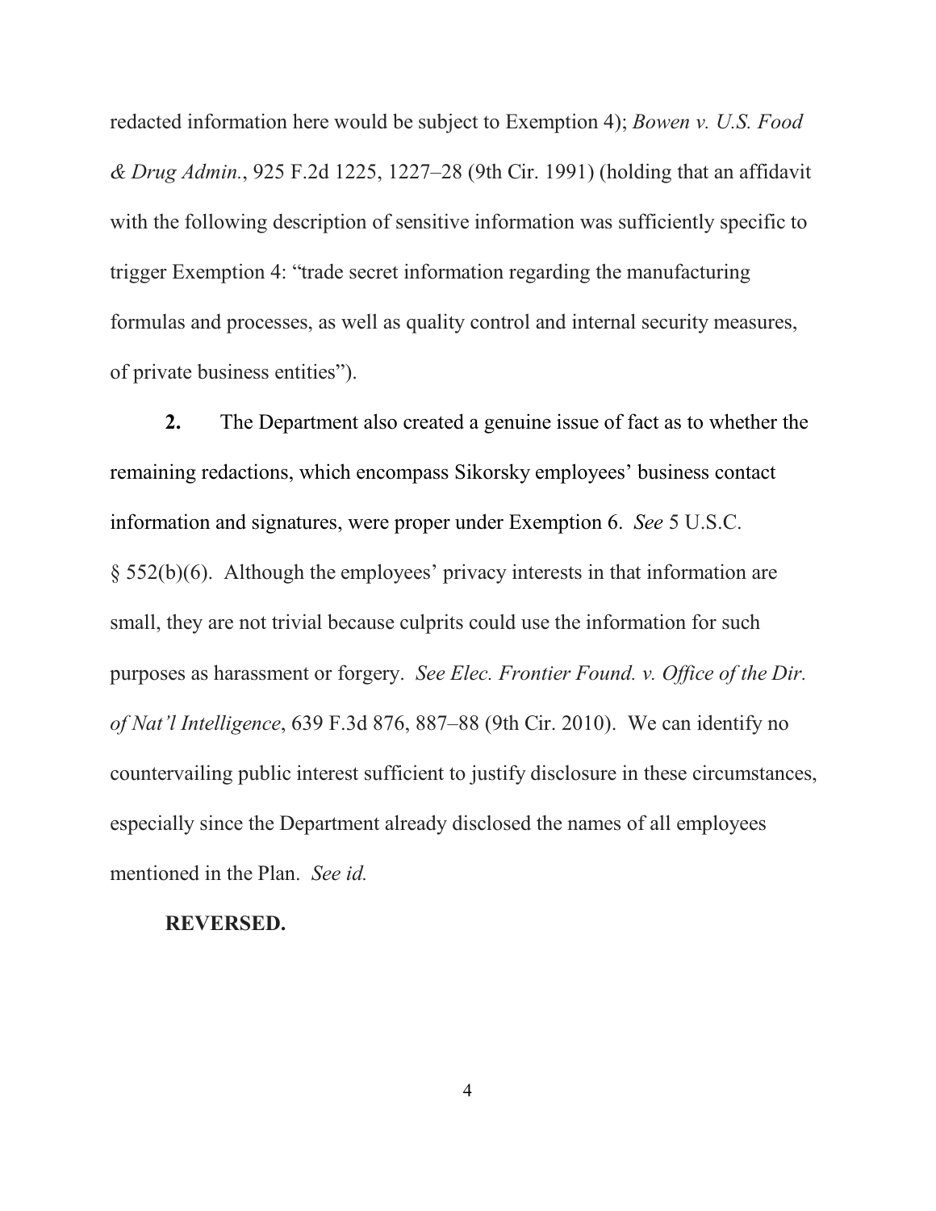redacted information here would be subject to Exemption 4); *Bowen v. U.S. Food & Drug Admin.*, 925 F.2d 1225, 1227–28 (9th Cir. 1991) (holding that an affidavit with the following description of sensitive information was sufficiently specific to trigger Exemption 4: "trade secret information regarding the manufacturing formulas and processes, as well as quality control and internal security measures, of private business entities").

**2.** The Department also created a genuine issue of fact as to whether the remaining redactions, which encompass Sikorsky employees' business contact information and signatures, were proper under Exemption 6. *See* 5 U.S.C. § 552(b)(6). Although the employees' privacy interests in that information are small, they are not trivial because culprits could use the information for such purposes as harassment or forgery. *See Elec. Frontier Found. v. Office of the Dir. of Nat'l Intelligence*, 639 F.3d 876, 887–88 (9th Cir. 2010). We can identify no countervailing public interest sufficient to justify disclosure in these circumstances, especially since the Department already disclosed the names of all employees mentioned in the Plan. *See id.*

**REVERSED.**